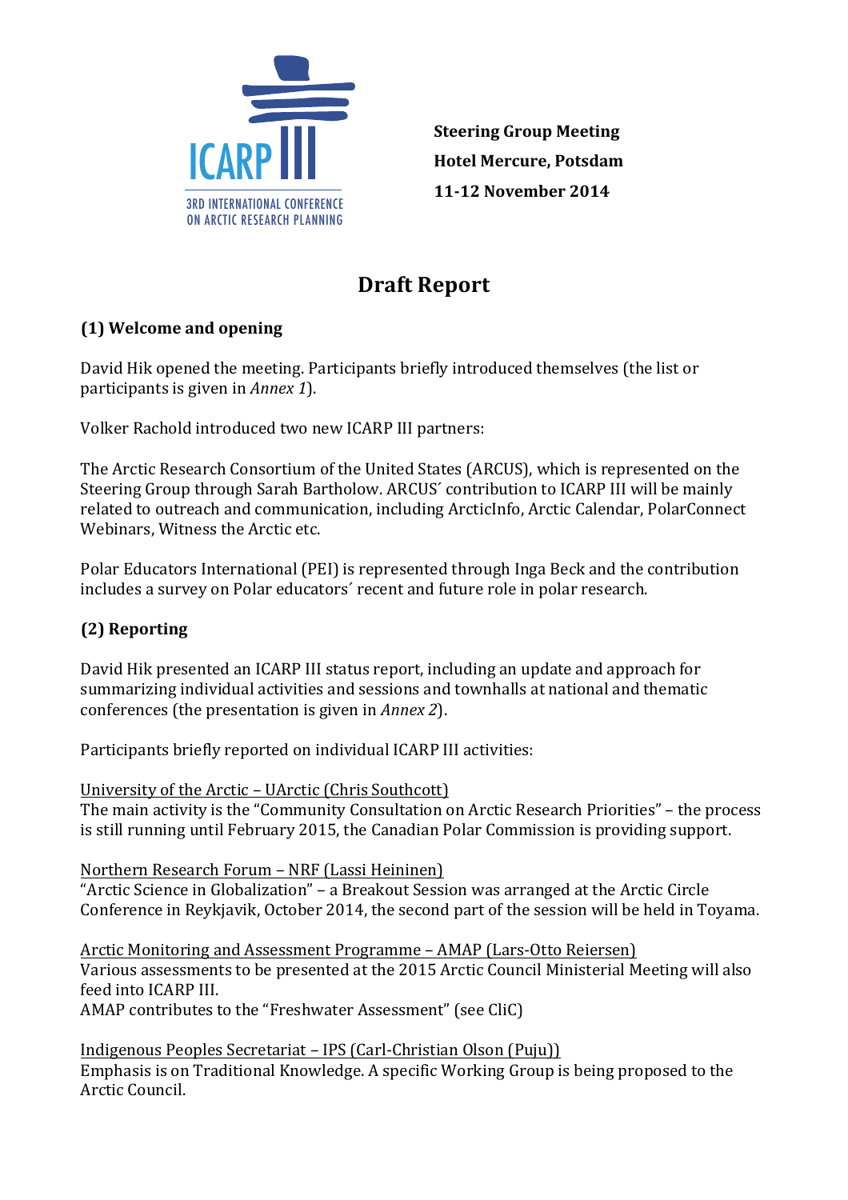ICARP III
3RD INTERNATIONAL CONFERENCE ON ARCTIC RESEARCH PLANNING

**Steering Group Meeting**
**Hotel Mercure, Potsdam**
**11-12 November 2014**

# Draft Report

## (1) Welcome and opening

David Hik opened the meeting. Participants briefly introduced themselves (the list or participants is given in *Annex 1*).

Volker Rachold introduced two new ICARP III partners:

The Arctic Research Consortium of the United States (ARCUS), which is represented on the Steering Group through Sarah Bartholow. ARCUS´ contribution to ICARP III will be mainly related to outreach and communication, including ArcticInfo, Arctic Calendar, PolarConnect Webinars, Witness the Arctic etc.

Polar Educators International (PEI) is represented through Inga Beck and the contribution includes a survey on Polar educators´ recent and future role in polar research.

## (2) Reporting

David Hik presented an ICARP III status report, including an update and approach for summarizing individual activities and sessions and townhalls at national and thematic conferences (the presentation is given in *Annex 2*).

Participants briefly reported on individual ICARP III activities:

<u>University of the Arctic – UArctic (Chris Southcott)</u>
The main activity is the "Community Consultation on Arctic Research Priorities" – the process is still running until February 2015, the Canadian Polar Commission is providing support.

<u>Northern Research Forum – NRF (Lassi Heininen)</u>
"Arctic Science in Globalization" – a Breakout Session was arranged at the Arctic Circle Conference in Reykjavik, October 2014, the second part of the session will be held in Toyama.

<u>Arctic Monitoring and Assessment Programme – AMAP (Lars-Otto Reiersen)</u>
Various assessments to be presented at the 2015 Arctic Council Ministerial Meeting will also feed into ICARP III.
AMAP contributes to the "Freshwater Assessment" (see CliC)

<u>Indigenous Peoples Secretariat – IPS (Carl-Christian Olson (Puju))</u>
Emphasis is on Traditional Knowledge. A specific Working Group is being proposed to the Arctic Council.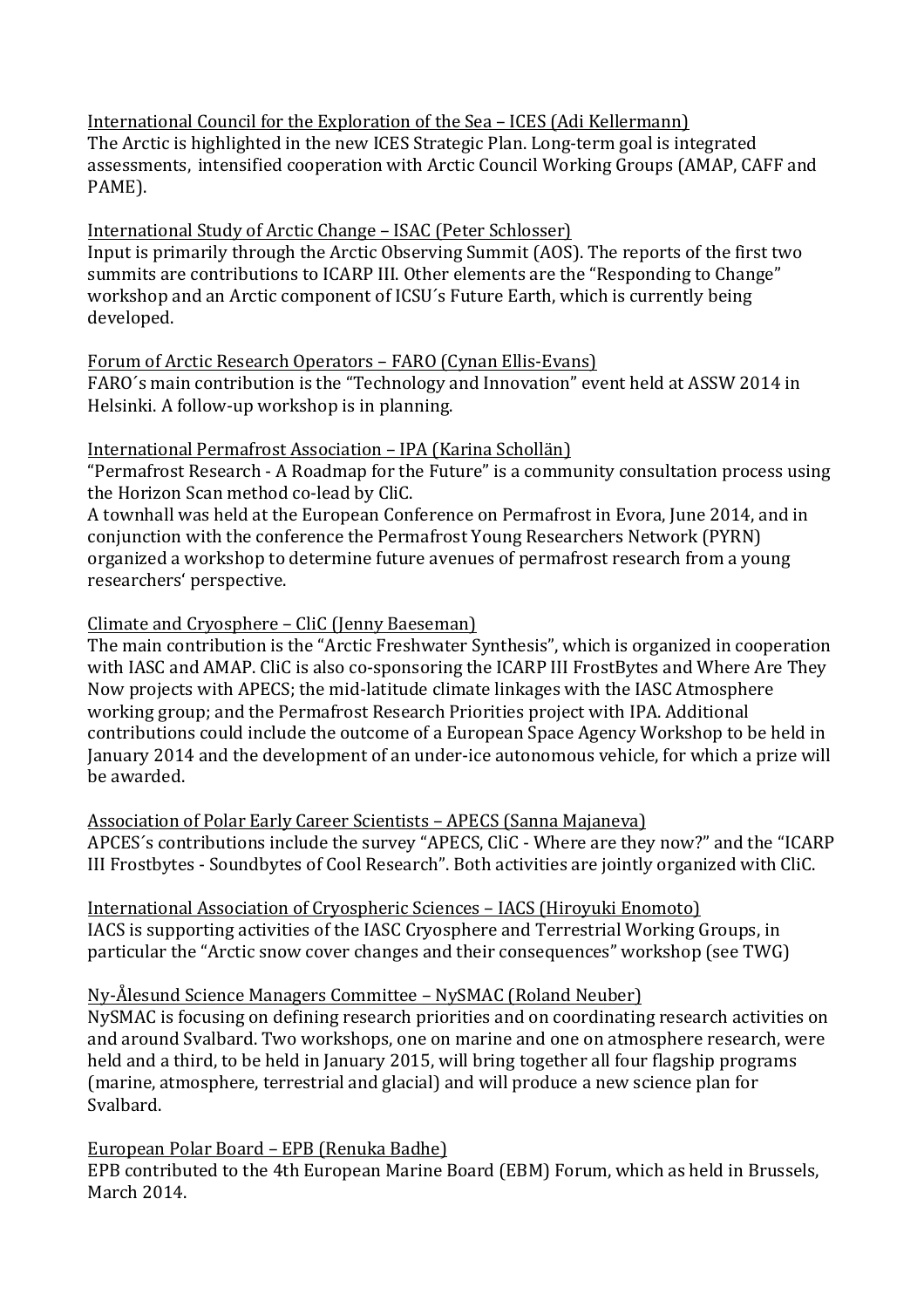International Council for the Exploration of the Sea – ICES (Adi Kellermann)
The Arctic is highlighted in the new ICES Strategic Plan. Long-term goal is integrated assessments, intensified cooperation with Arctic Council Working Groups (AMAP, CAFF and PAME).

International Study of Arctic Change – ISAC (Peter Schlosser)
Input is primarily through the Arctic Observing Summit (AOS). The reports of the first two summits are contributions to ICARP III. Other elements are the "Responding to Change" workshop and an Arctic component of ICSU´s Future Earth, which is currently being developed.

Forum of Arctic Research Operators – FARO (Cynan Ellis-Evans)
FARO´s main contribution is the "Technology and Innovation" event held at ASSW 2014 in Helsinki. A follow-up workshop is in planning.

International Permafrost Association – IPA (Karina Schollän)
"Permafrost Research - A Roadmap for the Future" is a community consultation process using the Horizon Scan method co-lead by CliC.
A townhall was held at the European Conference on Permafrost in Evora, June 2014, and in conjunction with the conference the Permafrost Young Researchers Network (PYRN) organized a workshop to determine future avenues of permafrost research from a young researchers' perspective.

Climate and Cryosphere – CliC (Jenny Baeseman)
The main contribution is the "Arctic Freshwater Synthesis", which is organized in cooperation with IASC and AMAP. CliC is also co-sponsoring the ICARP III FrostBytes and Where Are They Now projects with APECS; the mid-latitude climate linkages with the IASC Atmosphere working group; and the Permafrost Research Priorities project with IPA. Additional contributions could include the outcome of a European Space Agency Workshop to be held in January 2014 and the development of an under-ice autonomous vehicle, for which a prize will be awarded.

Association of Polar Early Career Scientists – APECS (Sanna Majaneva)
APCES´s contributions include the survey "APECS, CliC - Where are they now?" and the "ICARP III Frostbytes - Soundbytes of Cool Research". Both activities are jointly organized with CliC.

International Association of Cryospheric Sciences – IACS (Hiroyuki Enomoto)
IACS is supporting activities of the IASC Cryosphere and Terrestrial Working Groups, in particular the "Arctic snow cover changes and their consequences" workshop (see TWG)

Ny-Ålesund Science Managers Committee – NySMAC (Roland Neuber)
NySMAC is focusing on defining research priorities and on coordinating research activities on and around Svalbard. Two workshops, one on marine and one on atmosphere research, were held and a third, to be held in January 2015, will bring together all four flagship programs (marine, atmosphere, terrestrial and glacial) and will produce a new science plan for Svalbard.

European Polar Board – EPB (Renuka Badhe)
EPB contributed to the 4th European Marine Board (EBM) Forum, which as held in Brussels, March 2014.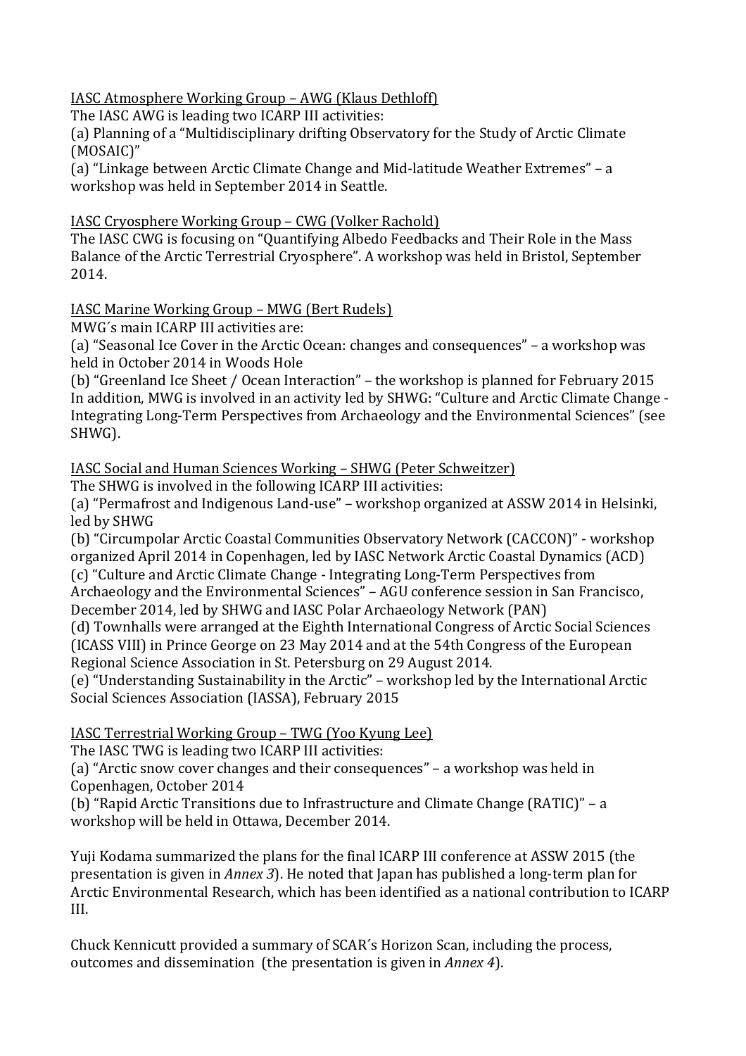<u>IASC Atmosphere Working Group – AWG (Klaus Dethloff)</u>

The IASC AWG is leading two ICARP III activities:

(a) Planning of a "Multidisciplinary drifting Observatory for the Study of Arctic Climate (MOSAIC)"

(a) "Linkage between Arctic Climate Change and Mid-latitude Weather Extremes" – a workshop was held in September 2014 in Seattle.

<u>IASC Cryosphere Working Group – CWG (Volker Rachold)</u>

The IASC CWG is focusing on "Quantifying Albedo Feedbacks and Their Role in the Mass Balance of the Arctic Terrestrial Cryosphere". A workshop was held in Bristol, September 2014.

<u>IASC Marine Working Group – MWG (Bert Rudels)</u>

MWG´s main ICARP III activities are:

(a) "Seasonal Ice Cover in the Arctic Ocean: changes and consequences" – a workshop was held in October 2014 in Woods Hole

(b) "Greenland Ice Sheet / Ocean Interaction" – the workshop is planned for February 2015

In addition, MWG is involved in an activity led by SHWG: "Culture and Arctic Climate Change - Integrating Long-Term Perspectives from Archaeology and the Environmental Sciences" (see SHWG).

<u>IASC Social and Human Sciences Working – SHWG (Peter Schweitzer)</u>

The SHWG is involved in the following ICARP III activities:

(a) "Permafrost and Indigenous Land-use" – workshop organized at ASSW 2014 in Helsinki, led by SHWG

(b) "Circumpolar Arctic Coastal Communities Observatory Network (CACCON)" - workshop organized April 2014 in Copenhagen, led by IASC Network Arctic Coastal Dynamics (ACD)

(c) "Culture and Arctic Climate Change - Integrating Long-Term Perspectives from Archaeology and the Environmental Sciences" – AGU conference session in San Francisco, December 2014, led by SHWG and IASC Polar Archaeology Network (PAN)

(d) Townhalls were arranged at the Eighth International Congress of Arctic Social Sciences (ICASS VIII) in Prince George on 23 May 2014 and at the 54th Congress of the European Regional Science Association in St. Petersburg on 29 August 2014.

(e) "Understanding Sustainability in the Arctic" – workshop led by the International Arctic Social Sciences Association (IASSA), February 2015

<u>IASC Terrestrial Working Group – TWG (Yoo Kyung Lee)</u>

The IASC TWG is leading two ICARP III activities:

(a) "Arctic snow cover changes and their consequences" – a workshop was held in Copenhagen, October 2014

(b) "Rapid Arctic Transitions due to Infrastructure and Climate Change (RATIC)" – a workshop will be held in Ottawa, December 2014.

Yuji Kodama summarized the plans for the final ICARP III conference at ASSW 2015 (the presentation is given in *Annex 3*). He noted that Japan has published a long-term plan for Arctic Environmental Research, which has been identified as a national contribution to ICARP III.

Chuck Kennicutt provided a summary of SCAR´s Horizon Scan, including the process, outcomes and dissemination (the presentation is given in *Annex 4*).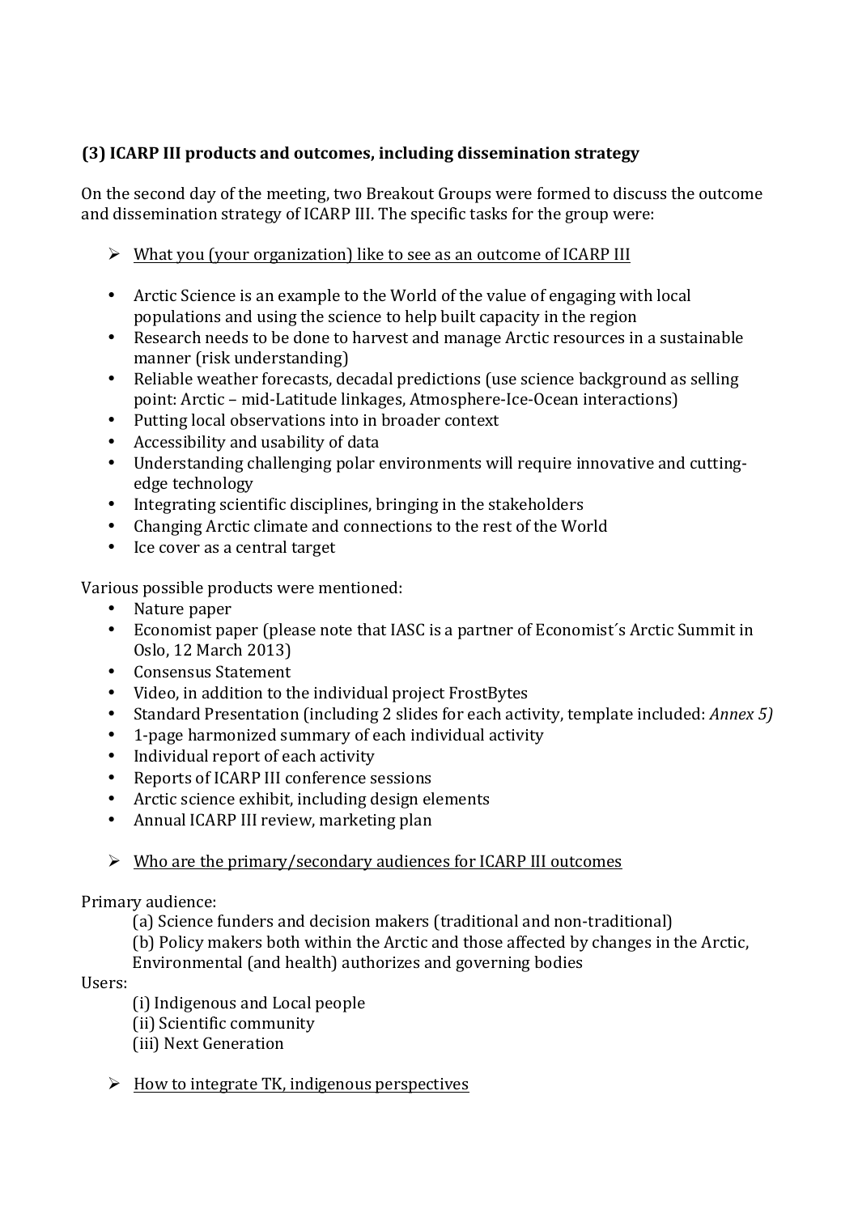### (3) ICARP III products and outcomes, including dissemination strategy

On the second day of the meeting, two Breakout Groups were formed to discuss the outcome and dissemination strategy of ICARP III. The specific tasks for the group were:

- <u>What you (your organization) like to see as an outcome of ICARP III</u>

- Arctic Science is an example to the World of the value of engaging with local populations and using the science to help built capacity in the region
- Research needs to be done to harvest and manage Arctic resources in a sustainable manner (risk understanding)
- Reliable weather forecasts, decadal predictions (use science background as selling point: Arctic – mid-Latitude linkages, Atmosphere-Ice-Ocean interactions)
- Putting local observations into in broader context
- Accessibility and usability of data
- Understanding challenging polar environments will require innovative and cutting-edge technology
- Integrating scientific disciplines, bringing in the stakeholders
- Changing Arctic climate and connections to the rest of the World
- Ice cover as a central target

Various possible products were mentioned:

- Nature paper
- Economist paper (please note that IASC is a partner of Economist´s Arctic Summit in Oslo, 12 March 2013)
- Consensus Statement
- Video, in addition to the individual project FrostBytes
- Standard Presentation (including 2 slides for each activity, template included: *Annex 5)*
- 1-page harmonized summary of each individual activity
- Individual report of each activity
- Reports of ICARP III conference sessions
- Arctic science exhibit, including design elements
- Annual ICARP III review, marketing plan

- <u>Who are the primary/secondary audiences for ICARP III outcomes</u>

Primary audience:

(a) Science funders and decision makers (traditional and non-traditional)
(b) Policy makers both within the Arctic and those affected by changes in the Arctic, Environmental (and health) authorizes and governing bodies

Users:

(i) Indigenous and Local people
(ii) Scientific community
(iii) Next Generation

- <u>How to integrate TK, indigenous perspectives</u>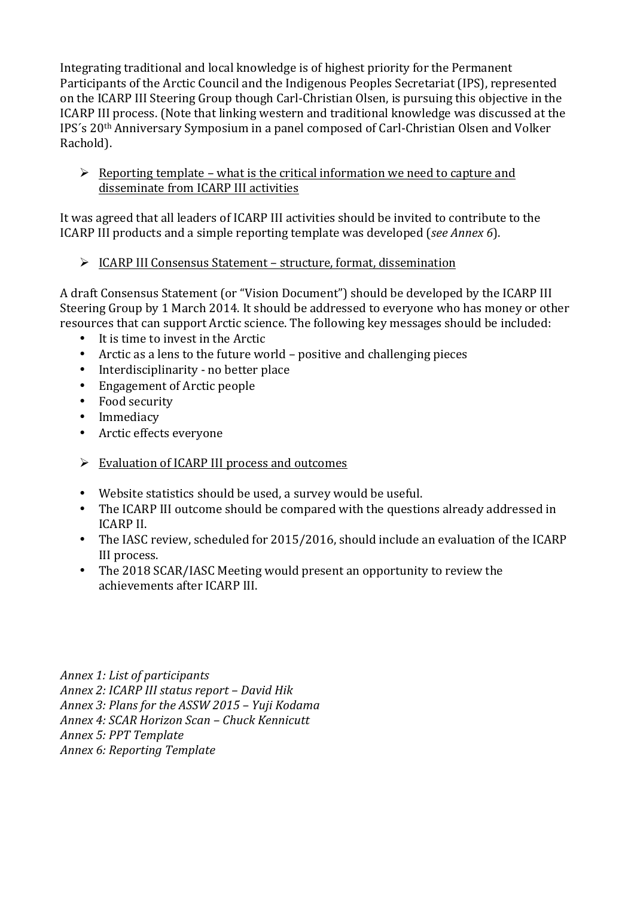Integrating traditional and local knowledge is of highest priority for the Permanent Participants of the Arctic Council and the Indigenous Peoples Secretariat (IPS), represented on the ICARP III Steering Group though Carl-Christian Olsen, is pursuing this objective in the ICARP III process. (Note that linking western and traditional knowledge was discussed at the IPS´s 20th Anniversary Symposium in a panel composed of Carl-Christian Olsen and Volker Rachold).

- Reporting template – what is the critical information we need to capture and disseminate from ICARP III activities

It was agreed that all leaders of ICARP III activities should be invited to contribute to the ICARP III products and a simple reporting template was developed (*see Annex 6*).

- ICARP III Consensus Statement – structure, format, dissemination

A draft Consensus Statement (or "Vision Document") should be developed by the ICARP III Steering Group by 1 March 2014. It should be addressed to everyone who has money or other resources that can support Arctic science. The following key messages should be included:

- It is time to invest in the Arctic
- Arctic as a lens to the future world – positive and challenging pieces
- Interdisciplinarity - no better place
- Engagement of Arctic people
- Food security
- Immediacy
- Arctic effects everyone

- Evaluation of ICARP III process and outcomes

- Website statistics should be used, a survey would be useful.
- The ICARP III outcome should be compared with the questions already addressed in ICARP II.
- The IASC review, scheduled for 2015/2016, should include an evaluation of the ICARP III process.
- The 2018 SCAR/IASC Meeting would present an opportunity to review the achievements after ICARP III.

*Annex 1: List of participants*
*Annex 2: ICARP III status report – David Hik*
*Annex 3: Plans for the ASSW 2015 – Yuji Kodama*
*Annex 4: SCAR Horizon Scan – Chuck Kennicutt*
*Annex 5: PPT Template*
*Annex 6: Reporting Template*